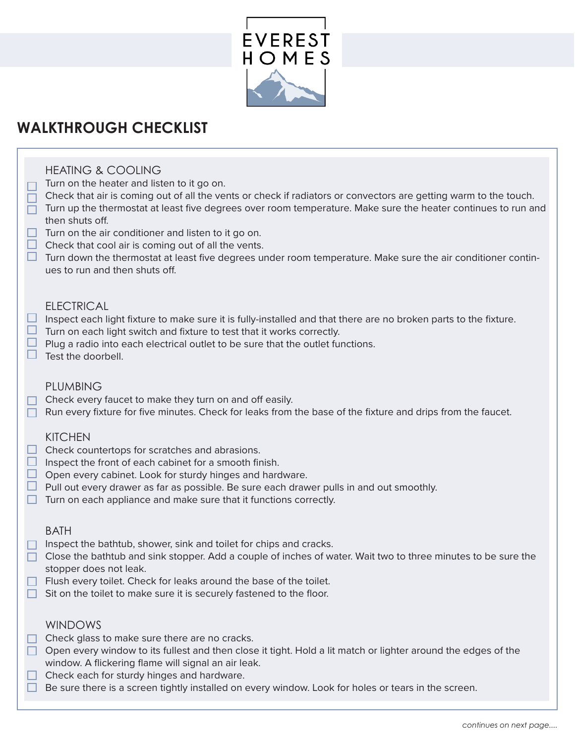EVEREST HOMES

# WALKTHROUGH CHECKLIST

## HEATING & COOLING

- [ ] Turn on the heater and listen to it go on.
- [ ] Check that air is coming out of all the vents or check if radiators or convectors are getting warm to the touch.
- [ ] Turn up the thermostat at least five degrees over room temperature. Make sure the heater continues to run and then shuts off.
- [ ] Turn on the air conditioner and listen to it go on.
- [ ] Check that cool air is coming out of all the vents.
- [ ] Turn down the thermostat at least five degrees under room temperature. Make sure the air conditioner continues to run and then shuts off.

## ELECTRICAL

- [ ] Inspect each light fixture to make sure it is fully-installed and that there are no broken parts to the fixture.
- [ ] Turn on each light switch and fixture to test that it works correctly.
- [ ] Plug a radio into each electrical outlet to be sure that the outlet functions.
- [ ] Test the doorbell.

## PLUMBING

- [ ] Check every faucet to make they turn on and off easily.
- [ ] Run every fixture for five minutes. Check for leaks from the base of the fixture and drips from the faucet.

## KITCHEN

- [ ] Check countertops for scratches and abrasions.
- [ ] Inspect the front of each cabinet for a smooth finish.
- [ ] Open every cabinet. Look for sturdy hinges and hardware.
- [ ] Pull out every drawer as far as possible. Be sure each drawer pulls in and out smoothly.
- [ ] Turn on each appliance and make sure that it functions correctly.

## BATH

- [ ] Inspect the bathtub, shower, sink and toilet for chips and cracks.
- [ ] Close the bathtub and sink stopper. Add a couple of inches of water. Wait two to three minutes to be sure the stopper does not leak.
- [ ] Flush every toilet. Check for leaks around the base of the toilet.
- [ ] Sit on the toilet to make sure it is securely fastened to the floor.

## WINDOWS

- [ ] Check glass to make sure there are no cracks.
- [ ] Open every window to its fullest and then close it tight. Hold a lit match or lighter around the edges of the window. A flickering flame will signal an air leak.
- [ ] Check each for sturdy hinges and hardware.
- [ ] Be sure there is a screen tightly installed on every window. Look for holes or tears in the screen.

*continues on next page....*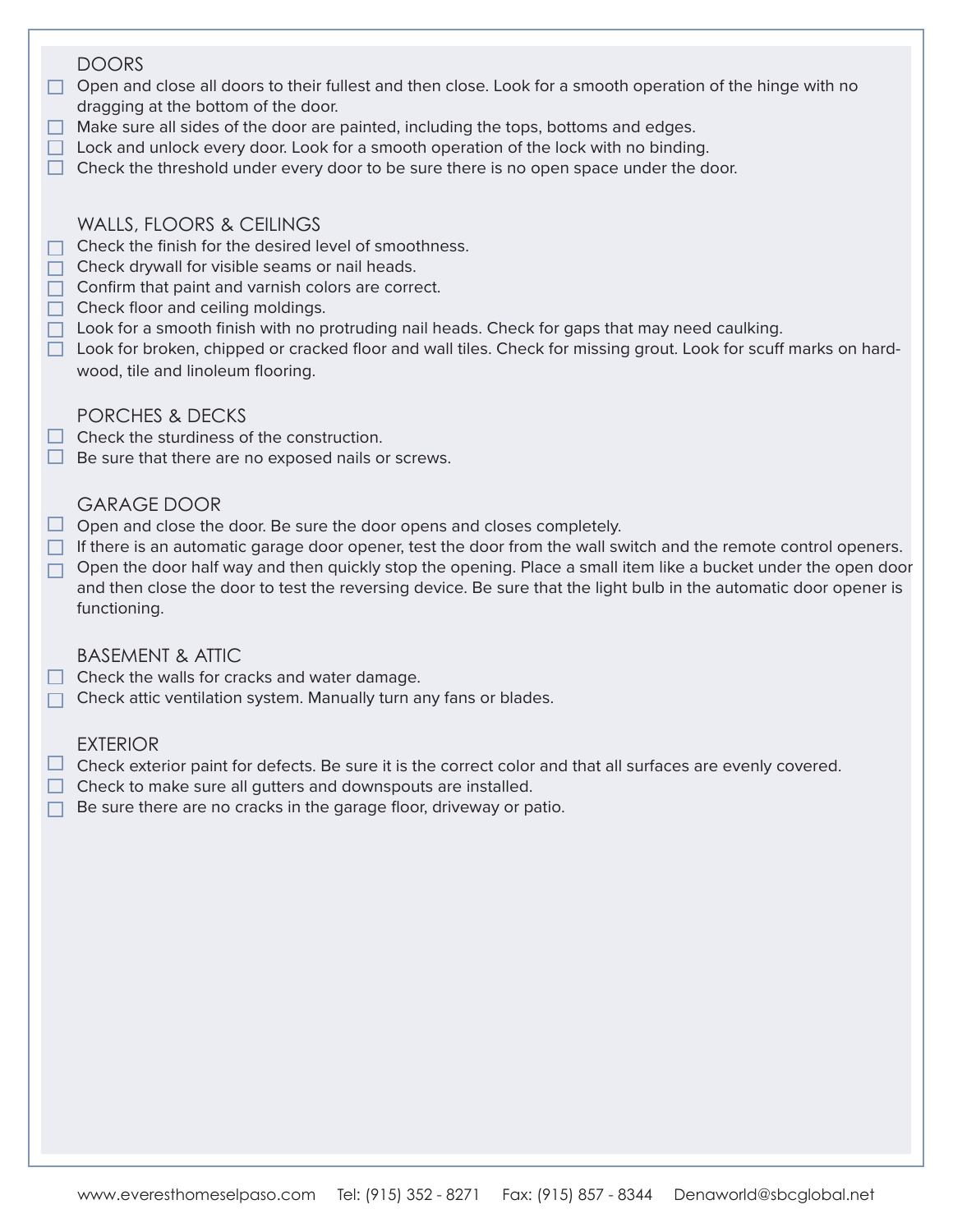## DOORS

- [ ] Open and close all doors to their fullest and then close. Look for a smooth operation of the hinge with no dragging at the bottom of the door.
- [ ] Make sure all sides of the door are painted, including the tops, bottoms and edges.
- [ ] Lock and unlock every door. Look for a smooth operation of the lock with no binding.
- [ ] Check the threshold under every door to be sure there is no open space under the door.

## WALLS, FLOORS & CEILINGS

- [ ] Check the finish for the desired level of smoothness.
- [ ] Check drywall for visible seams or nail heads.
- [ ] Confirm that paint and varnish colors are correct.
- [ ] Check floor and ceiling moldings.
- [ ] Look for a smooth finish with no protruding nail heads. Check for gaps that may need caulking.
- [ ] Look for broken, chipped or cracked floor and wall tiles. Check for missing grout. Look for scuff marks on hardwood, tile and linoleum flooring.

## PORCHES & DECKS

- [ ] Check the sturdiness of the construction.
- [ ] Be sure that there are no exposed nails or screws.

## GARAGE DOOR

- [ ] Open and close the door. Be sure the door opens and closes completely.
- [ ] If there is an automatic garage door opener, test the door from the wall switch and the remote control openers.
- [ ] Open the door half way and then quickly stop the opening. Place a small item like a bucket under the open door and then close the door to test the reversing device. Be sure that the light bulb in the automatic door opener is functioning.

## BASEMENT & ATTIC

- [ ] Check the walls for cracks and water damage.
- [ ] Check attic ventilation system. Manually turn any fans or blades.

## EXTERIOR

- [ ] Check exterior paint for defects. Be sure it is the correct color and that all surfaces are evenly covered.
- [ ] Check to make sure all gutters and downspouts are installed.
- [ ] Be sure there are no cracks in the garage floor, driveway or patio.

www.everesthomeselpaso.com Tel: (915) 352 - 8271 Fax: (915) 857 - 8344 Denaworld@sbcglobal.net